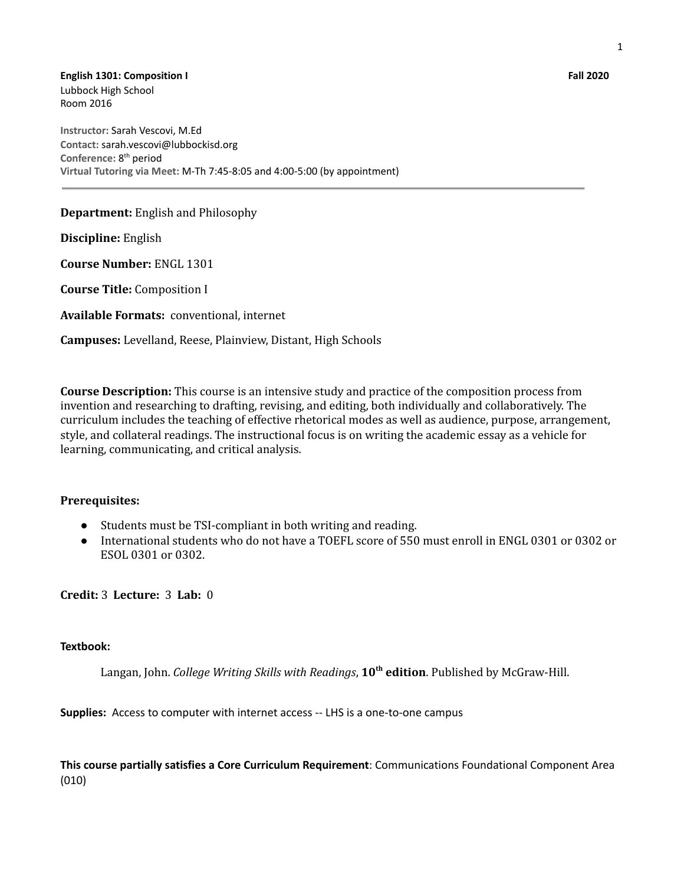**English 1301: Composition I** **Fall 2020**

Lubbock High School
Room 2016

**Instructor:** Sarah Vescovi, M.Ed
**Contact:** sarah.vescovi@lubbockisd.org
**Conference:** 8th period
**Virtual Tutoring via Meet:** M-Th 7:45-8:05 and 4:00-5:00 (by appointment)

---

**Department:** English and Philosophy

**Discipline:** English

**Course Number:** ENGL 1301

**Course Title:** Composition I

**Available Formats:** conventional, internet

**Campuses:** Levelland, Reese, Plainview, Distant, High Schools

**Course Description:** This course is an intensive study and practice of the composition process from invention and researching to drafting, revising, and editing, both individually and collaboratively. The curriculum includes the teaching of effective rhetorical modes as well as audience, purpose, arrangement, style, and collateral readings. The instructional focus is on writing the academic essay as a vehicle for learning, communicating, and critical analysis.

**Prerequisites:**

- Students must be TSI-compliant in both writing and reading.
- International students who do not have a TOEFL score of 550 must enroll in ENGL 0301 or 0302 or ESOL 0301 or 0302.

**Credit:** 3 **Lecture:** 3 **Lab:** 0

**Textbook:**

Langan, John. *College Writing Skills with Readings*, **10th edition**. Published by McGraw-Hill.

**Supplies:** Access to computer with internet access -- LHS is a one-to-one campus

**This course partially satisfies a Core Curriculum Requirement**: Communications Foundational Component Area (010)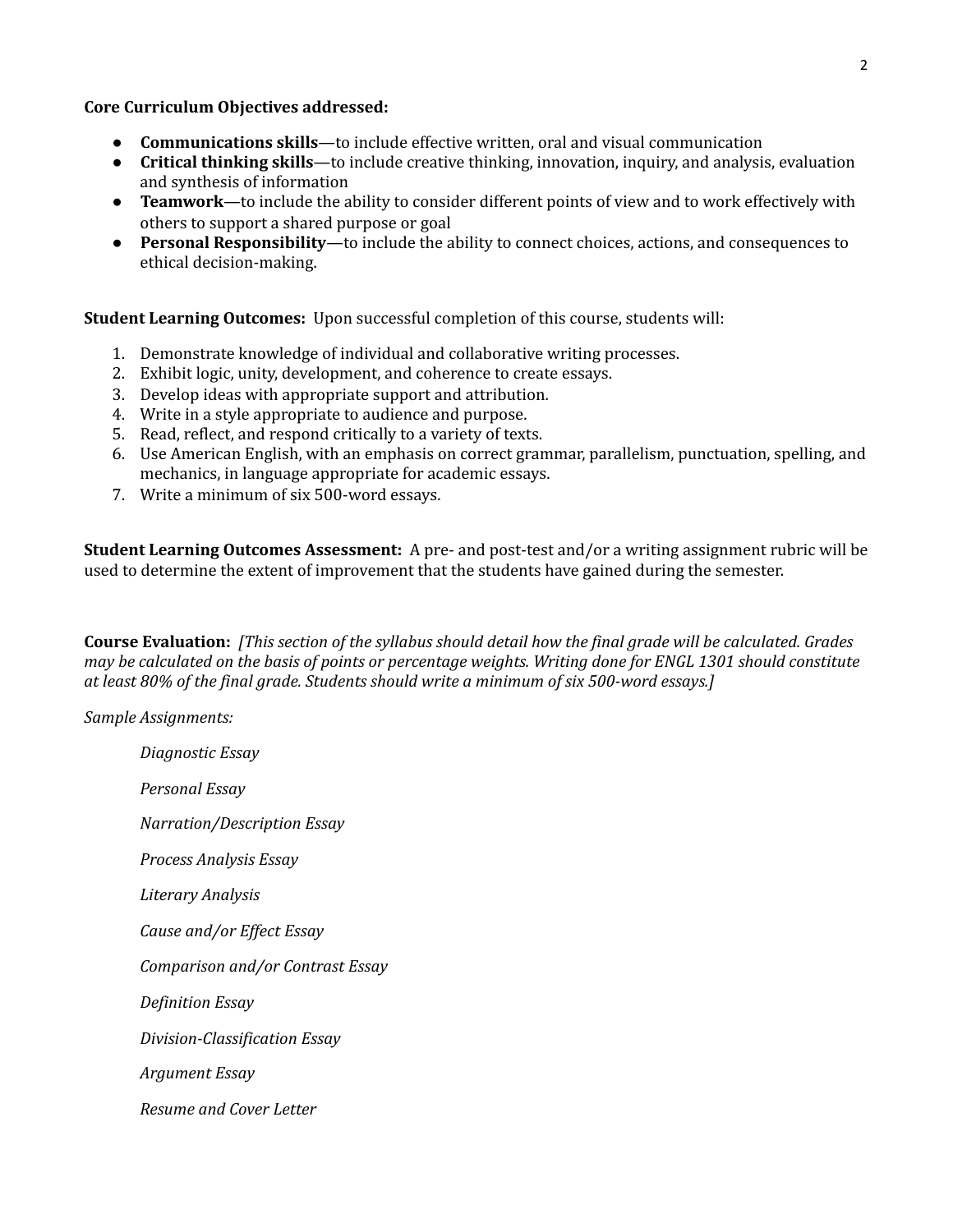**Core Curriculum Objectives addressed:**

- **Communications skills**—to include effective written, oral and visual communication
- **Critical thinking skills**—to include creative thinking, innovation, inquiry, and analysis, evaluation and synthesis of information
- **Teamwork**—to include the ability to consider different points of view and to work effectively with others to support a shared purpose or goal
- **Personal Responsibility**—to include the ability to connect choices, actions, and consequences to ethical decision-making.

**Student Learning Outcomes:** Upon successful completion of this course, students will:

1. Demonstrate knowledge of individual and collaborative writing processes.
2. Exhibit logic, unity, development, and coherence to create essays.
3. Develop ideas with appropriate support and attribution.
4. Write in a style appropriate to audience and purpose.
5. Read, reflect, and respond critically to a variety of texts.
6. Use American English, with an emphasis on correct grammar, parallelism, punctuation, spelling, and mechanics, in language appropriate for academic essays.
7. Write a minimum of six 500-word essays.

**Student Learning Outcomes Assessment:** A pre- and post-test and/or a writing assignment rubric will be used to determine the extent of improvement that the students have gained during the semester.

**Course Evaluation:** *[This section of the syllabus should detail how the final grade will be calculated. Grades may be calculated on the basis of points or percentage weights. Writing done for ENGL 1301 should constitute at least 80% of the final grade. Students should write a minimum of six 500-word essays.]*

*Sample Assignments:*

*Diagnostic Essay*

*Personal Essay*

*Narration/Description Essay*

*Process Analysis Essay*

*Literary Analysis*

*Cause and/or Effect Essay*

*Comparison and/or Contrast Essay*

*Definition Essay*

*Division-Classification Essay*

*Argument Essay*

*Resume and Cover Letter*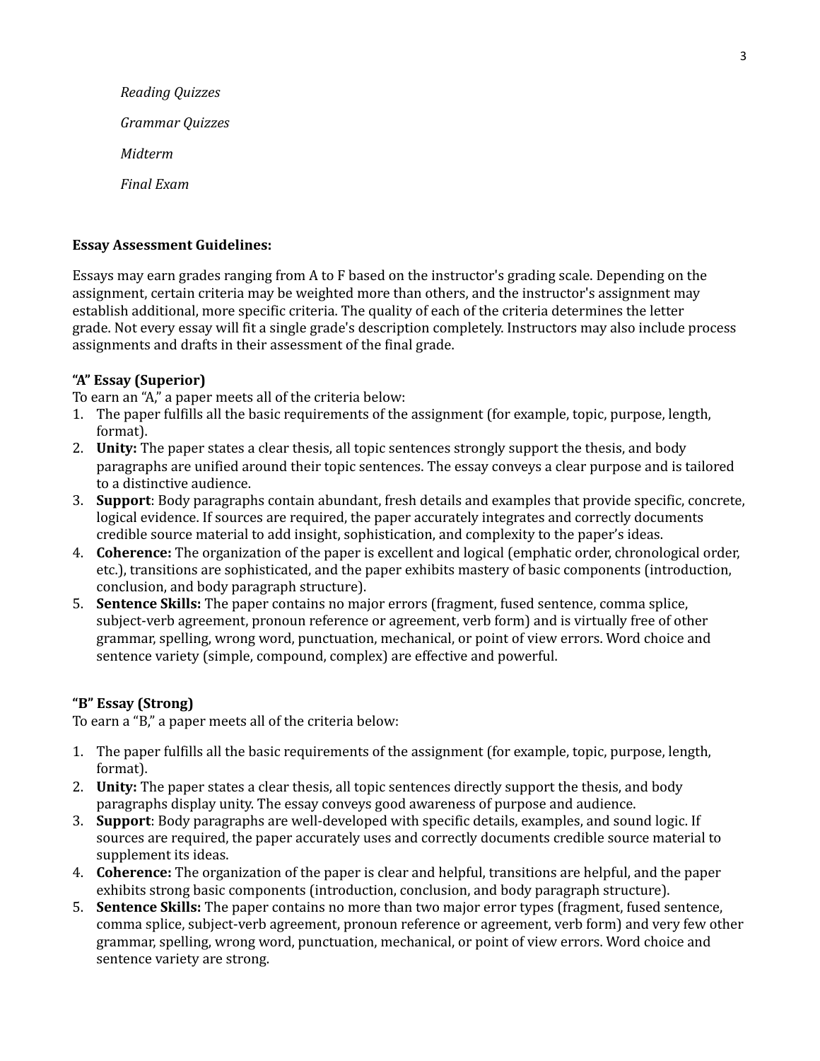*Reading Quizzes*

*Grammar Quizzes*

*Midterm*

*Final Exam*

**Essay Assessment Guidelines:**

Essays may earn grades ranging from A to F based on the instructor's grading scale. Depending on the assignment, certain criteria may be weighted more than others, and the instructor's assignment may establish additional, more specific criteria. The quality of each of the criteria determines the letter grade. Not every essay will fit a single grade's description completely. Instructors may also include process assignments and drafts in their assessment of the final grade.

**"A" Essay (Superior)**

To earn an "A," a paper meets all of the criteria below:

1. The paper fulfills all the basic requirements of the assignment (for example, topic, purpose, length, format).
2. **Unity:** The paper states a clear thesis, all topic sentences strongly support the thesis, and body paragraphs are unified around their topic sentences. The essay conveys a clear purpose and is tailored to a distinctive audience.
3. **Support**: Body paragraphs contain abundant, fresh details and examples that provide specific, concrete, logical evidence. If sources are required, the paper accurately integrates and correctly documents credible source material to add insight, sophistication, and complexity to the paper's ideas.
4. **Coherence:** The organization of the paper is excellent and logical (emphatic order, chronological order, etc.), transitions are sophisticated, and the paper exhibits mastery of basic components (introduction, conclusion, and body paragraph structure).
5. **Sentence Skills:** The paper contains no major errors (fragment, fused sentence, comma splice, subject-verb agreement, pronoun reference or agreement, verb form) and is virtually free of other grammar, spelling, wrong word, punctuation, mechanical, or point of view errors. Word choice and sentence variety (simple, compound, complex) are effective and powerful.

**"B" Essay (Strong)**

To earn a "B," a paper meets all of the criteria below:

1. The paper fulfills all the basic requirements of the assignment (for example, topic, purpose, length, format).
2. **Unity:** The paper states a clear thesis, all topic sentences directly support the thesis, and body paragraphs display unity. The essay conveys good awareness of purpose and audience.
3. **Support**: Body paragraphs are well-developed with specific details, examples, and sound logic. If sources are required, the paper accurately uses and correctly documents credible source material to supplement its ideas.
4. **Coherence:** The organization of the paper is clear and helpful, transitions are helpful, and the paper exhibits strong basic components (introduction, conclusion, and body paragraph structure).
5. **Sentence Skills:** The paper contains no more than two major error types (fragment, fused sentence, comma splice, subject-verb agreement, pronoun reference or agreement, verb form) and very few other grammar, spelling, wrong word, punctuation, mechanical, or point of view errors. Word choice and sentence variety are strong.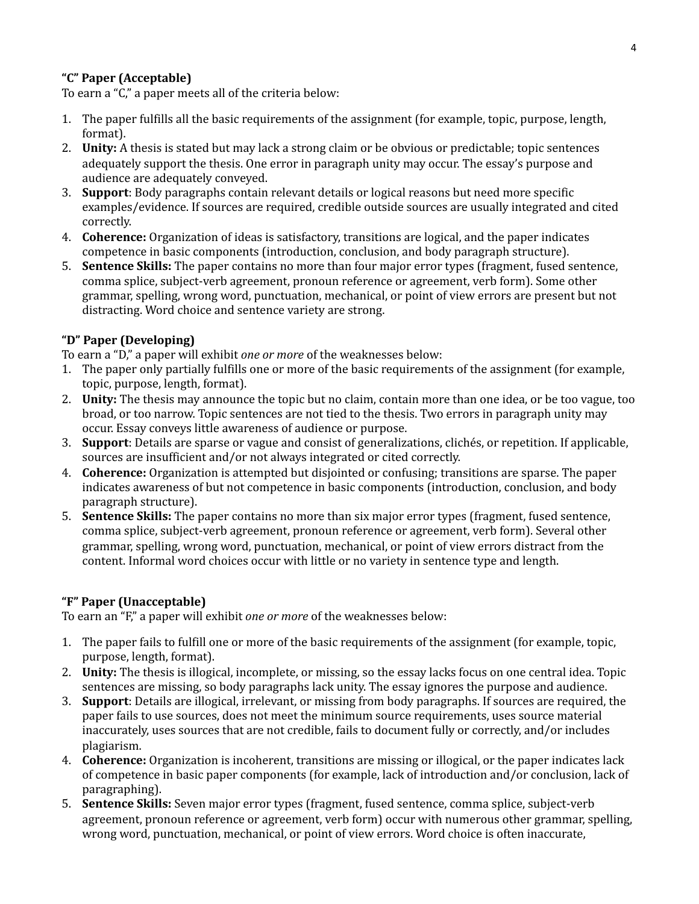**"C" Paper (Acceptable)**

To earn a "C," a paper meets all of the criteria below:

1. The paper fulfills all the basic requirements of the assignment (for example, topic, purpose, length, format).
2. **Unity:** A thesis is stated but may lack a strong claim or be obvious or predictable; topic sentences adequately support the thesis. One error in paragraph unity may occur. The essay's purpose and audience are adequately conveyed.
3. **Support**: Body paragraphs contain relevant details or logical reasons but need more specific examples/evidence. If sources are required, credible outside sources are usually integrated and cited correctly.
4. **Coherence:** Organization of ideas is satisfactory, transitions are logical, and the paper indicates competence in basic components (introduction, conclusion, and body paragraph structure).
5. **Sentence Skills:** The paper contains no more than four major error types (fragment, fused sentence, comma splice, subject-verb agreement, pronoun reference or agreement, verb form). Some other grammar, spelling, wrong word, punctuation, mechanical, or point of view errors are present but not distracting. Word choice and sentence variety are strong.

**"D" Paper (Developing)**

To earn a "D," a paper will exhibit *one or more* of the weaknesses below:

1. The paper only partially fulfills one or more of the basic requirements of the assignment (for example, topic, purpose, length, format).
2. **Unity:** The thesis may announce the topic but no claim, contain more than one idea, or be too vague, too broad, or too narrow. Topic sentences are not tied to the thesis. Two errors in paragraph unity may occur. Essay conveys little awareness of audience or purpose.
3. **Support**: Details are sparse or vague and consist of generalizations, clichés, or repetition. If applicable, sources are insufficient and/or not always integrated or cited correctly.
4. **Coherence:** Organization is attempted but disjointed or confusing; transitions are sparse. The paper indicates awareness of but not competence in basic components (introduction, conclusion, and body paragraph structure).
5. **Sentence Skills:** The paper contains no more than six major error types (fragment, fused sentence, comma splice, subject-verb agreement, pronoun reference or agreement, verb form). Several other grammar, spelling, wrong word, punctuation, mechanical, or point of view errors distract from the content. Informal word choices occur with little or no variety in sentence type and length.

**"F" Paper (Unacceptable)**

To earn an "F," a paper will exhibit *one or more* of the weaknesses below:

1. The paper fails to fulfill one or more of the basic requirements of the assignment (for example, topic, purpose, length, format).
2. **Unity:** The thesis is illogical, incomplete, or missing, so the essay lacks focus on one central idea. Topic sentences are missing, so body paragraphs lack unity. The essay ignores the purpose and audience.
3. **Support**: Details are illogical, irrelevant, or missing from body paragraphs. If sources are required, the paper fails to use sources, does not meet the minimum source requirements, uses source material inaccurately, uses sources that are not credible, fails to document fully or correctly, and/or includes plagiarism.
4. **Coherence:** Organization is incoherent, transitions are missing or illogical, or the paper indicates lack of competence in basic paper components (for example, lack of introduction and/or conclusion, lack of paragraphing).
5. **Sentence Skills:** Seven major error types (fragment, fused sentence, comma splice, subject-verb agreement, pronoun reference or agreement, verb form) occur with numerous other grammar, spelling, wrong word, punctuation, mechanical, or point of view errors. Word choice is often inaccurate,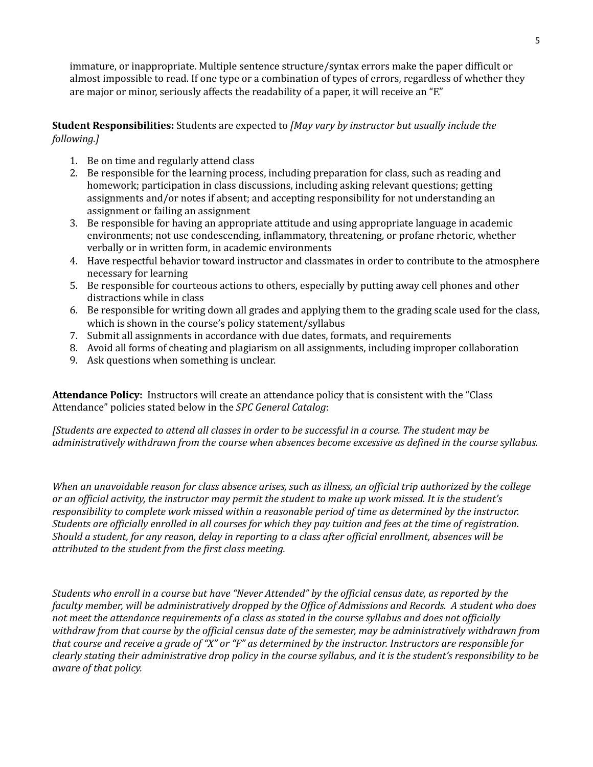immature, or inappropriate. Multiple sentence structure/syntax errors make the paper difficult or almost impossible to read. If one type or a combination of types of errors, regardless of whether they are major or minor, seriously affects the readability of a paper, it will receive an "F."

**Student Responsibilities:** Students are expected to *[May vary by instructor but usually include the following.]*

1. Be on time and regularly attend class
2. Be responsible for the learning process, including preparation for class, such as reading and homework; participation in class discussions, including asking relevant questions; getting assignments and/or notes if absent; and accepting responsibility for not understanding an assignment or failing an assignment
3. Be responsible for having an appropriate attitude and using appropriate language in academic environments; not use condescending, inflammatory, threatening, or profane rhetoric, whether verbally or in written form, in academic environments
4. Have respectful behavior toward instructor and classmates in order to contribute to the atmosphere necessary for learning
5. Be responsible for courteous actions to others, especially by putting away cell phones and other distractions while in class
6. Be responsible for writing down all grades and applying them to the grading scale used for the class, which is shown in the course's policy statement/syllabus
7. Submit all assignments in accordance with due dates, formats, and requirements
8. Avoid all forms of cheating and plagiarism on all assignments, including improper collaboration
9. Ask questions when something is unclear.

**Attendance Policy:** Instructors will create an attendance policy that is consistent with the "Class Attendance" policies stated below in the *SPC General Catalog*:

*[Students are expected to attend all classes in order to be successful in a course. The student may be administratively withdrawn from the course when absences become excessive as defined in the course syllabus.*

*When an unavoidable reason for class absence arises, such as illness, an official trip authorized by the college or an official activity, the instructor may permit the student to make up work missed. It is the student's responsibility to complete work missed within a reasonable period of time as determined by the instructor. Students are officially enrolled in all courses for which they pay tuition and fees at the time of registration. Should a student, for any reason, delay in reporting to a class after official enrollment, absences will be attributed to the student from the first class meeting.*

*Students who enroll in a course but have "Never Attended" by the official census date, as reported by the faculty member, will be administratively dropped by the Office of Admissions and Records. A student who does not meet the attendance requirements of a class as stated in the course syllabus and does not officially withdraw from that course by the official census date of the semester, may be administratively withdrawn from that course and receive a grade of "X" or "F" as determined by the instructor. Instructors are responsible for clearly stating their administrative drop policy in the course syllabus, and it is the student's responsibility to be aware of that policy.*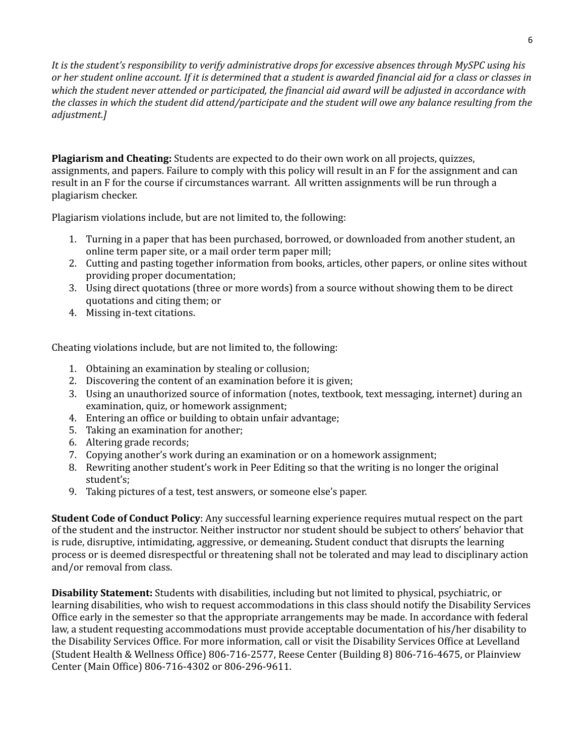*It is the student's responsibility to verify administrative drops for excessive absences through MySPC using his or her student online account. If it is determined that a student is awarded financial aid for a class or classes in which the student never attended or participated, the financial aid award will be adjusted in accordance with the classes in which the student did attend/participate and the student will owe any balance resulting from the adjustment.]*

**Plagiarism and Cheating:** Students are expected to do their own work on all projects, quizzes, assignments, and papers. Failure to comply with this policy will result in an F for the assignment and can result in an F for the course if circumstances warrant. All written assignments will be run through a plagiarism checker.

Plagiarism violations include, but are not limited to, the following:

1. Turning in a paper that has been purchased, borrowed, or downloaded from another student, an online term paper site, or a mail order term paper mill;
2. Cutting and pasting together information from books, articles, other papers, or online sites without providing proper documentation;
3. Using direct quotations (three or more words) from a source without showing them to be direct quotations and citing them; or
4. Missing in-text citations.

Cheating violations include, but are not limited to, the following:

1. Obtaining an examination by stealing or collusion;
2. Discovering the content of an examination before it is given;
3. Using an unauthorized source of information (notes, textbook, text messaging, internet) during an examination, quiz, or homework assignment;
4. Entering an office or building to obtain unfair advantage;
5. Taking an examination for another;
6. Altering grade records;
7. Copying another's work during an examination or on a homework assignment;
8. Rewriting another student's work in Peer Editing so that the writing is no longer the original student's;
9. Taking pictures of a test, test answers, or someone else's paper.

**Student Code of Conduct Policy**: Any successful learning experience requires mutual respect on the part of the student and the instructor. Neither instructor nor student should be subject to others' behavior that is rude, disruptive, intimidating, aggressive, or demeaning**.** Student conduct that disrupts the learning process or is deemed disrespectful or threatening shall not be tolerated and may lead to disciplinary action and/or removal from class.

**Disability Statement:** Students with disabilities, including but not limited to physical, psychiatric, or learning disabilities, who wish to request accommodations in this class should notify the Disability Services Office early in the semester so that the appropriate arrangements may be made. In accordance with federal law, a student requesting accommodations must provide acceptable documentation of his/her disability to the Disability Services Office. For more information, call or visit the Disability Services Office at Levelland (Student Health & Wellness Office) 806-716-2577, Reese Center (Building 8) 806-716-4675, or Plainview Center (Main Office) 806-716-4302 or 806-296-9611.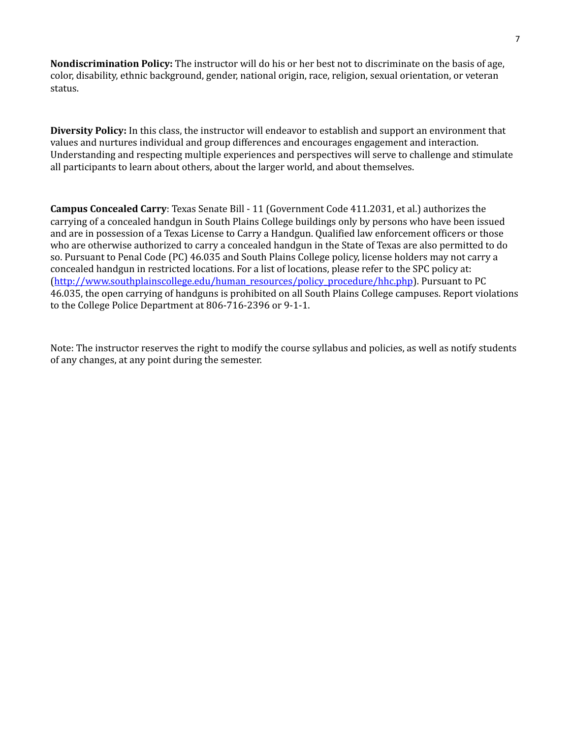**Nondiscrimination Policy:** The instructor will do his or her best not to discriminate on the basis of age, color, disability, ethnic background, gender, national origin, race, religion, sexual orientation, or veteran status.

**Diversity Policy:** In this class, the instructor will endeavor to establish and support an environment that values and nurtures individual and group differences and encourages engagement and interaction. Understanding and respecting multiple experiences and perspectives will serve to challenge and stimulate all participants to learn about others, about the larger world, and about themselves.

**Campus Concealed Carry**: Texas Senate Bill - 11 (Government Code 411.2031, et al.) authorizes the carrying of a concealed handgun in South Plains College buildings only by persons who have been issued and are in possession of a Texas License to Carry a Handgun. Qualified law enforcement officers or those who are otherwise authorized to carry a concealed handgun in the State of Texas are also permitted to do so. Pursuant to Penal Code (PC) 46.035 and South Plains College policy, license holders may not carry a concealed handgun in restricted locations. For a list of locations, please refer to the SPC policy at: (http://www.southplainscollege.edu/human_resources/policy_procedure/hhc.php). Pursuant to PC 46.035, the open carrying of handguns is prohibited on all South Plains College campuses. Report violations to the College Police Department at 806-716-2396 or 9-1-1.

Note: The instructor reserves the right to modify the course syllabus and policies, as well as notify students of any changes, at any point during the semester.